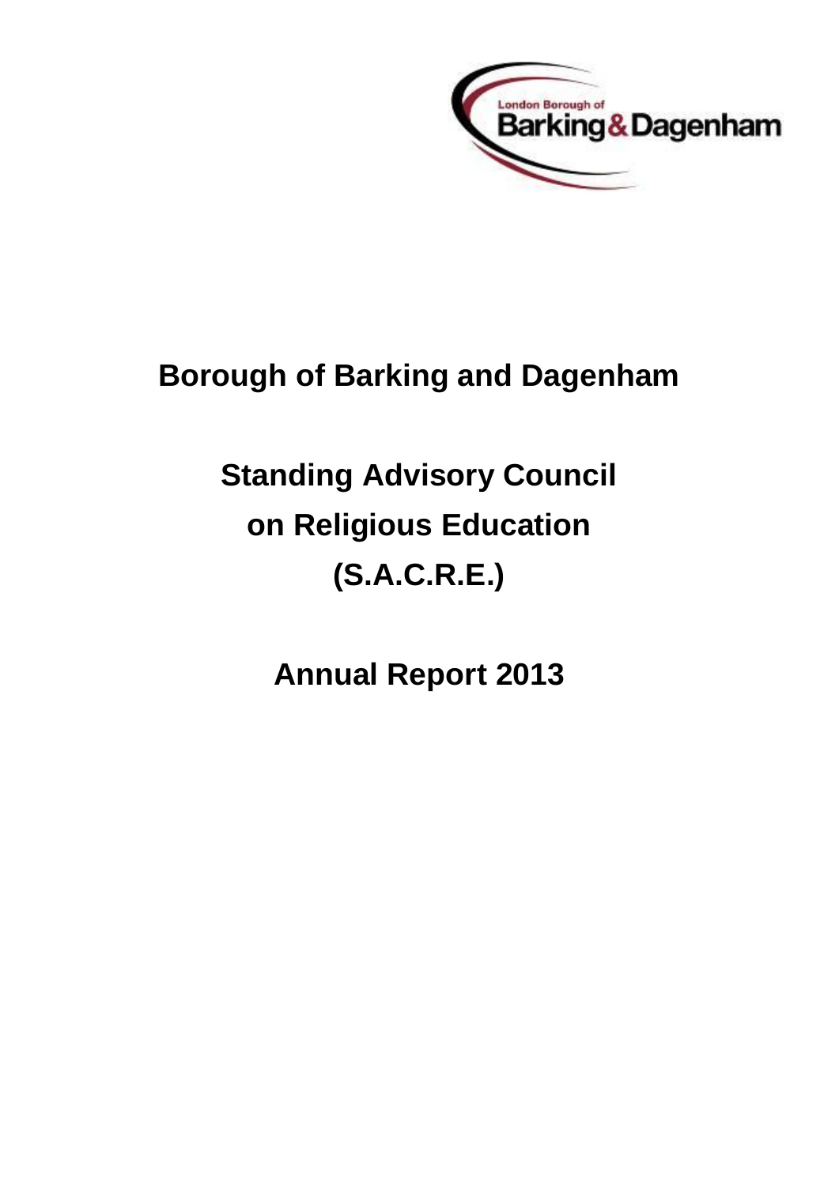# Borough of Barking and Dagenham

## Standing Advisory Council on Religious Education (S.A.C.R.E.)

## Annual Report 2013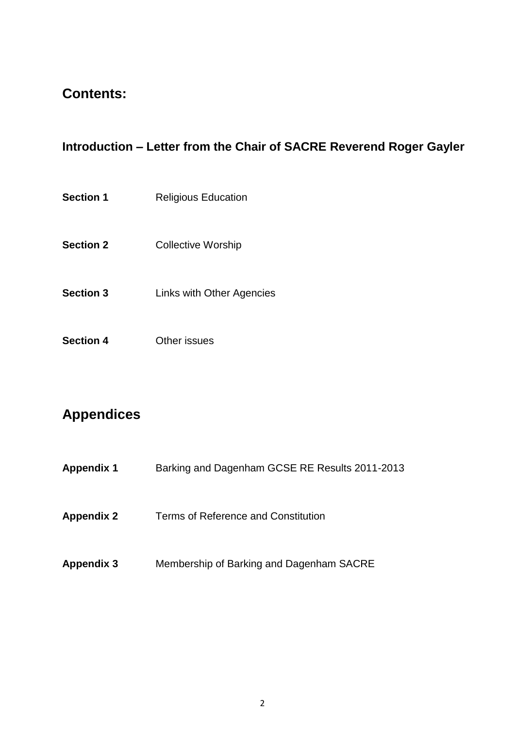## Contents:

### Introduction – Letter from the Chair of SACRE Reverend Roger Gayler

**Section 1** Religious Education

**Section 2** Collective Worship

**Section 3** Links with Other Agencies

**Section 4** Other issues

## Appendices

**Appendix 1** Barking and Dagenham GCSE RE Results 2011-2013

**Appendix 2** Terms of Reference and Constitution

**Appendix 3** Membership of Barking and Dagenham SACRE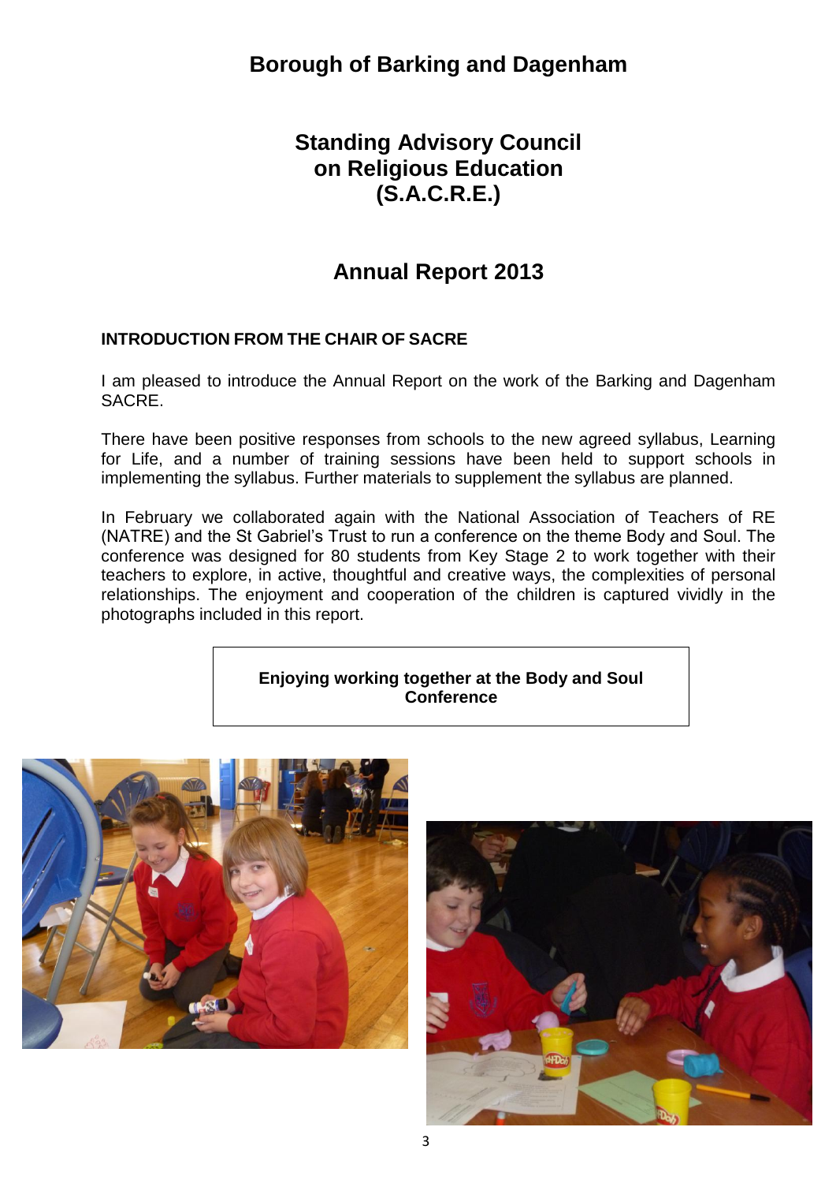# Borough of Barking and Dagenham

## Standing Advisory Council on Religious Education (S.A.C.R.E.)

## Annual Report 2013

### INTRODUCTION FROM THE CHAIR OF SACRE

I am pleased to introduce the Annual Report on the work of the Barking and Dagenham SACRE.

There have been positive responses from schools to the new agreed syllabus, Learning for Life, and a number of training sessions have been held to support schools in implementing the syllabus. Further materials to supplement the syllabus are planned.

In February we collaborated again with the National Association of Teachers of RE (NATRE) and the St Gabriel's Trust to run a conference on the theme Body and Soul. The conference was designed for 80 students from Key Stage 2 to work together with their teachers to explore, in active, thoughtful and creative ways, the complexities of personal relationships. The enjoyment and cooperation of the children is captured vividly in the photographs included in this report.

**Enjoying working together at the Body and Soul Conference**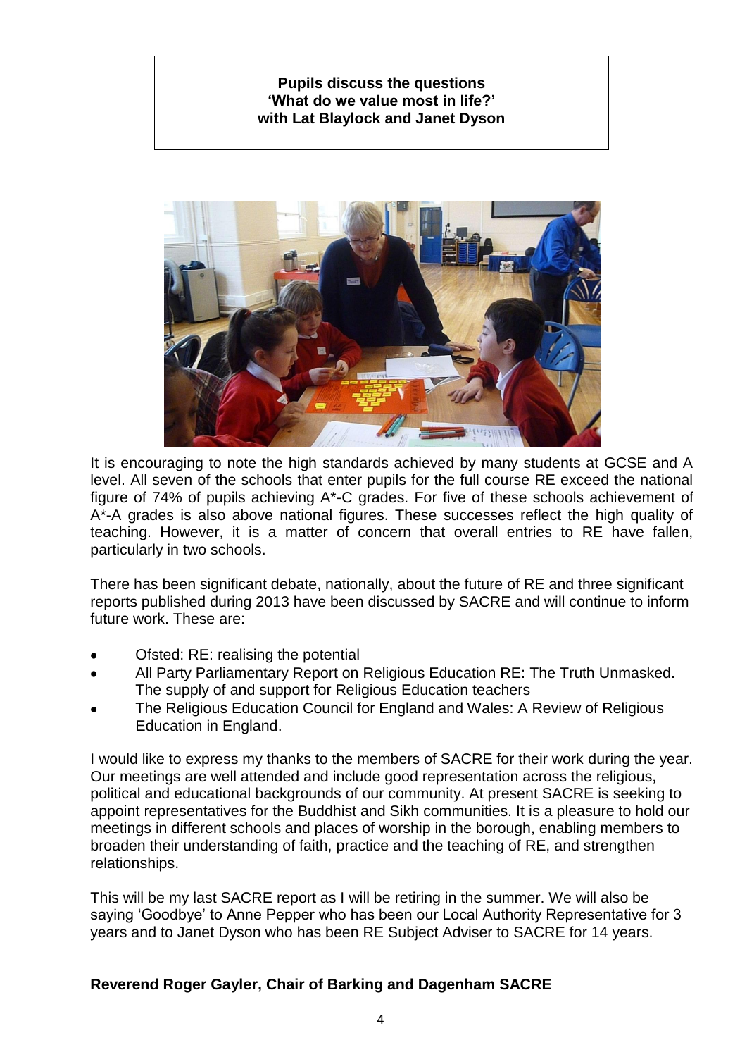**Pupils discuss the questions 'What do we value most in life?' with Lat Blaylock and Janet Dyson**

It is encouraging to note the high standards achieved by many students at GCSE and A level. All seven of the schools that enter pupils for the full course RE exceed the national figure of 74% of pupils achieving A*-C grades. For five of these schools achievement of A*-A grades is also above national figures. These successes reflect the high quality of teaching. However, it is a matter of concern that overall entries to RE have fallen, particularly in two schools.

There has been significant debate, nationally, about the future of RE and three significant reports published during 2013 have been discussed by SACRE and will continue to inform future work. These are:

- Ofsted: RE: realising the potential
- All Party Parliamentary Report on Religious Education RE: The Truth Unmasked. The supply of and support for Religious Education teachers
- The Religious Education Council for England and Wales: A Review of Religious Education in England.

I would like to express my thanks to the members of SACRE for their work during the year. Our meetings are well attended and include good representation across the religious, political and educational backgrounds of our community. At present SACRE is seeking to appoint representatives for the Buddhist and Sikh communities. It is a pleasure to hold our meetings in different schools and places of worship in the borough, enabling members to broaden their understanding of faith, practice and the teaching of RE, and strengthen relationships.

This will be my last SACRE report as I will be retiring in the summer. We will also be saying 'Goodbye' to Anne Pepper who has been our Local Authority Representative for 3 years and to Janet Dyson who has been RE Subject Adviser to SACRE for 14 years.

**Reverend Roger Gayler, Chair of Barking and Dagenham SACRE**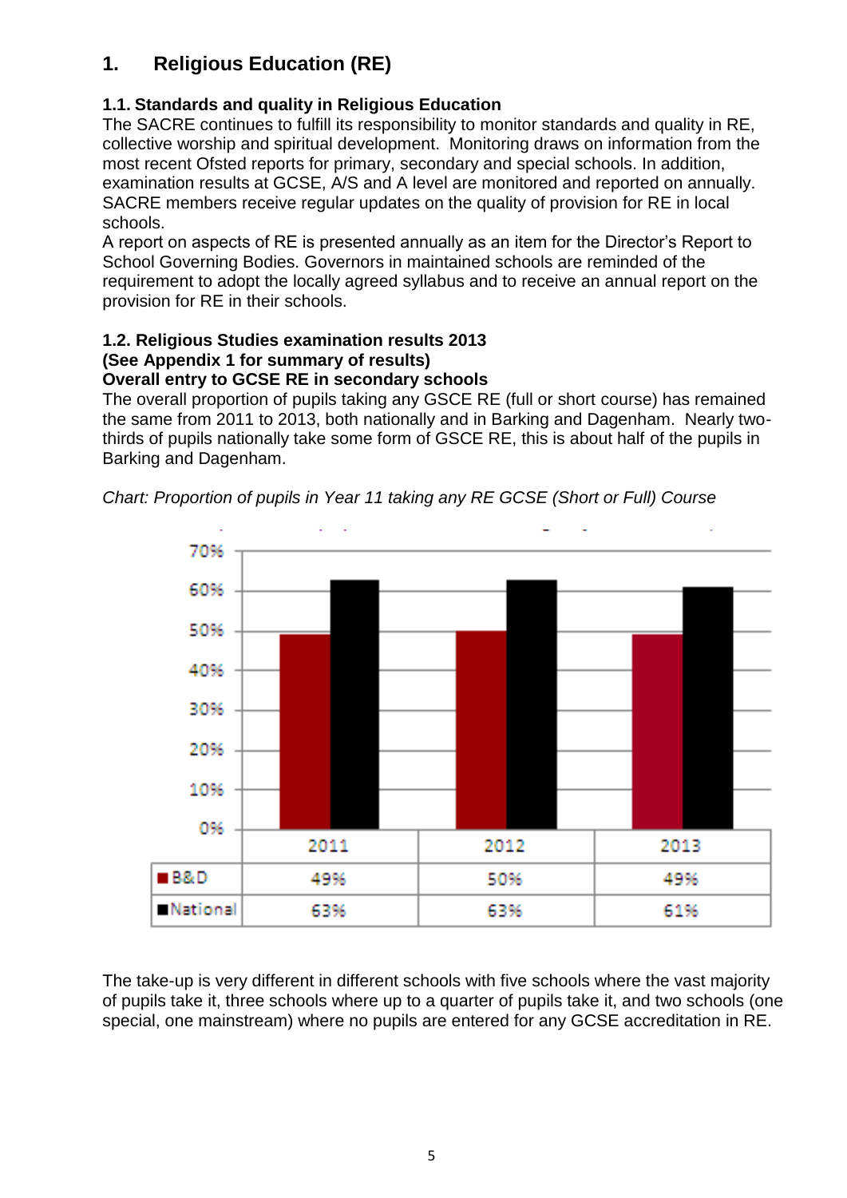# 1. Religious Education (RE)

### 1.1. Standards and quality in Religious Education

The SACRE continues to fulfill its responsibility to monitor standards and quality in RE, collective worship and spiritual development. Monitoring draws on information from the most recent Ofsted reports for primary, secondary and special schools. In addition, examination results at GCSE, A/S and A level are monitored and reported on annually. SACRE members receive regular updates on the quality of provision for RE in local schools.

A report on aspects of RE is presented annually as an item for the Director's Report to School Governing Bodies. Governors in maintained schools are reminded of the requirement to adopt the locally agreed syllabus and to receive an annual report on the provision for RE in their schools.

### 1.2. Religious Studies examination results 2013

**(See Appendix 1 for summary of results)**

**Overall entry to GCSE RE in secondary schools**

The overall proportion of pupils taking any GSCE RE (full or short course) has remained the same from 2011 to 2013, both nationally and in Barking and Dagenham. Nearly two-thirds of pupils nationally take some form of GSCE RE, this is about half of the pupils in Barking and Dagenham.

*Chart: Proportion of pupils in Year 11 taking any RE GCSE (Short or Full) Course*

| | 2011 | 2012 | 2013 |
|---|---|---|---|
| B&D | 49% | 50% | 49% |
| National | 63% | 63% | 61% |

The take-up is very different in different schools with five schools where the vast majority of pupils take it, three schools where up to a quarter of pupils take it, and two schools (one special, one mainstream) where no pupils are entered for any GCSE accreditation in RE.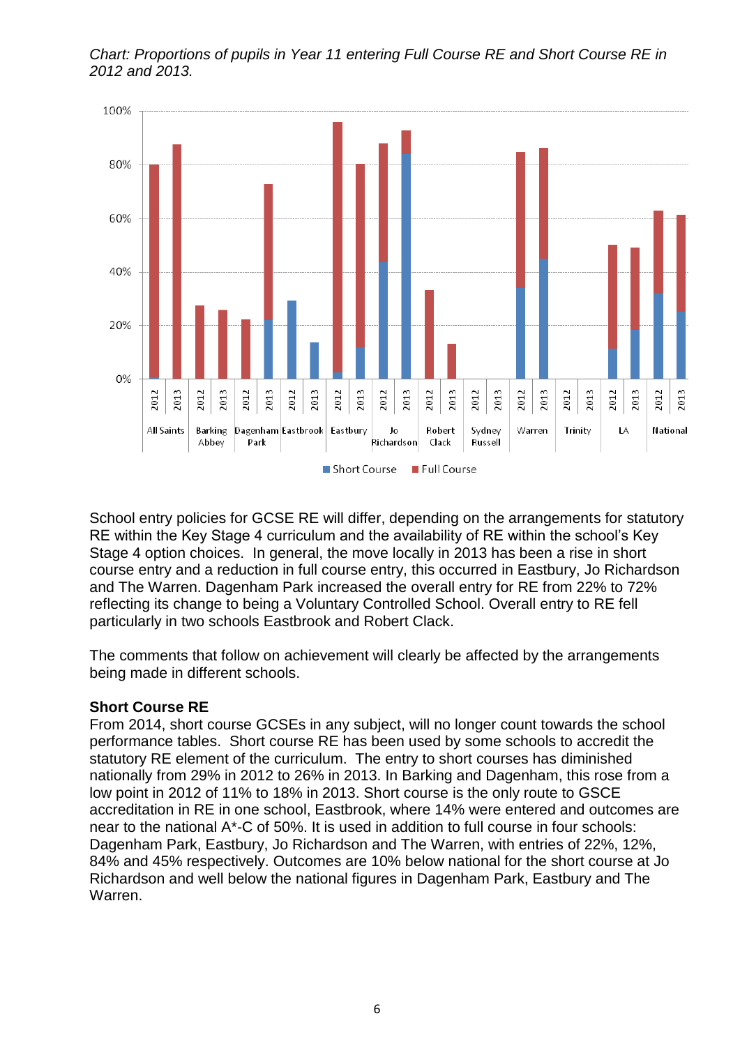*Chart: Proportions of pupils in Year 11 entering Full Course RE and Short Course RE in 2012 and 2013.*

School entry policies for GCSE RE will differ, depending on the arrangements for statutory RE within the Key Stage 4 curriculum and the availability of RE within the school's Key Stage 4 option choices. In general, the move locally in 2013 has been a rise in short course entry and a reduction in full course entry, this occurred in Eastbury, Jo Richardson and The Warren. Dagenham Park increased the overall entry for RE from 22% to 72% reflecting its change to being a Voluntary Controlled School. Overall entry to RE fell particularly in two schools Eastbrook and Robert Clack.

The comments that follow on achievement will clearly be affected by the arrangements being made in different schools.

**Short Course RE**

From 2014, short course GCSEs in any subject, will no longer count towards the school performance tables. Short course RE has been used by some schools to accredit the statutory RE element of the curriculum. The entry to short courses has diminished nationally from 29% in 2012 to 26% in 2013. In Barking and Dagenham, this rose from a low point in 2012 of 11% to 18% in 2013. Short course is the only route to GSCE accreditation in RE in one school, Eastbrook, where 14% were entered and outcomes are near to the national A*-C of 50%. It is used in addition to full course in four schools: Dagenham Park, Eastbury, Jo Richardson and The Warren, with entries of 22%, 12%, 84% and 45% respectively. Outcomes are 10% below national for the short course at Jo Richardson and well below the national figures in Dagenham Park, Eastbury and The Warren.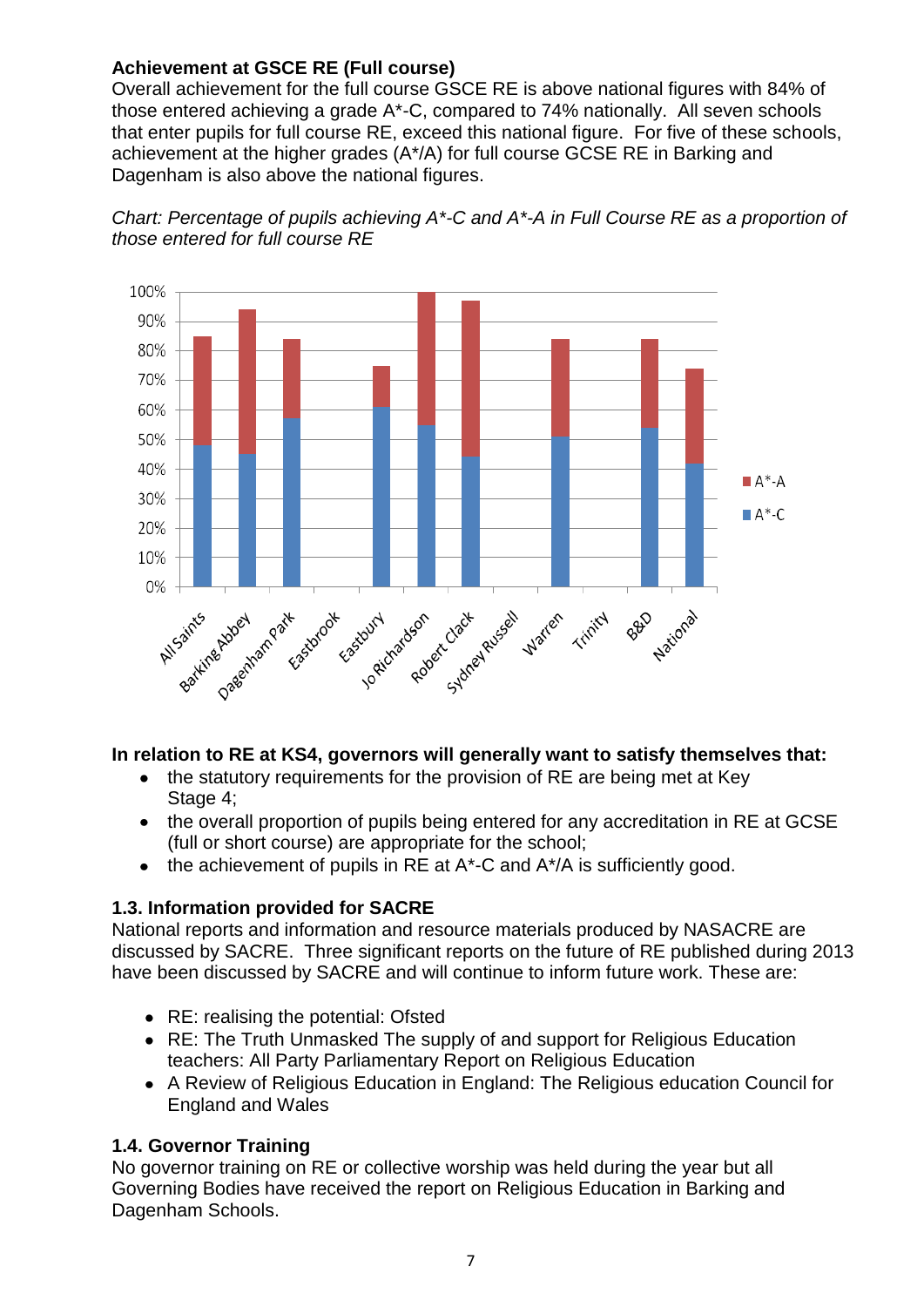**Achievement at GSCE RE (Full course)**
Overall achievement for the full course GSCE RE is above national figures with 84% of those entered achieving a grade A*-C, compared to 74% nationally. All seven schools that enter pupils for full course RE, exceed this national figure. For five of these schools, achievement at the higher grades (A*/A) for full course GCSE RE in Barking and Dagenham is also above the national figures.

*Chart: Percentage of pupils achieving A*-C and A*-A in Full Course RE as a proportion of those entered for full course RE*

**In relation to RE at KS4, governors will generally want to satisfy themselves that:**

- the statutory requirements for the provision of RE are being met at Key Stage 4;
- the overall proportion of pupils being entered for any accreditation in RE at GCSE (full or short course) are appropriate for the school;
- the achievement of pupils in RE at A*-C and A*/A is sufficiently good.

**1.3. Information provided for SACRE**
National reports and information and resource materials produced by NASACRE are discussed by SACRE. Three significant reports on the future of RE published during 2013 have been discussed by SACRE and will continue to inform future work. These are:

- RE: realising the potential: Ofsted
- RE: The Truth Unmasked The supply of and support for Religious Education teachers: All Party Parliamentary Report on Religious Education
- A Review of Religious Education in England: The Religious education Council for England and Wales

**1.4. Governor Training**
No governor training on RE or collective worship was held during the year but all Governing Bodies have received the report on Religious Education in Barking and Dagenham Schools.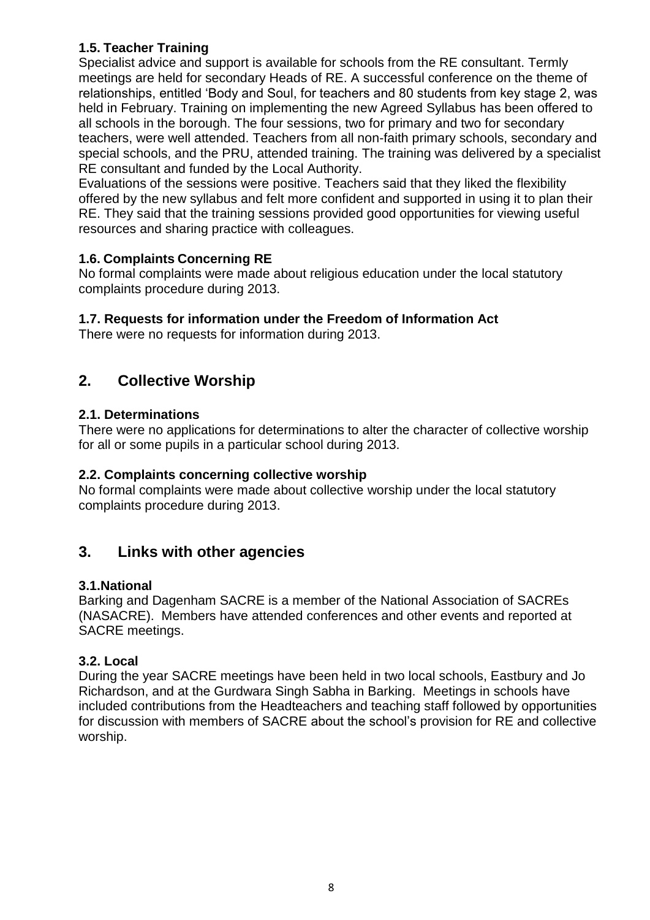### 1.5. Teacher Training

Specialist advice and support is available for schools from the RE consultant. Termly meetings are held for secondary Heads of RE. A successful conference on the theme of relationships, entitled 'Body and Soul, for teachers and 80 students from key stage 2, was held in February. Training on implementing the new Agreed Syllabus has been offered to all schools in the borough. The four sessions, two for primary and two for secondary teachers, were well attended. Teachers from all non-faith primary schools, secondary and special schools, and the PRU, attended training. The training was delivered by a specialist RE consultant and funded by the Local Authority.

Evaluations of the sessions were positive. Teachers said that they liked the flexibility offered by the new syllabus and felt more confident and supported in using it to plan their RE. They said that the training sessions provided good opportunities for viewing useful resources and sharing practice with colleagues.

### 1.6. Complaints Concerning RE

No formal complaints were made about religious education under the local statutory complaints procedure during 2013.

### 1.7. Requests for information under the Freedom of Information Act

There were no requests for information during 2013.

## 2. Collective Worship

### 2.1. Determinations

There were no applications for determinations to alter the character of collective worship for all or some pupils in a particular school during 2013.

### 2.2. Complaints concerning collective worship

No formal complaints were made about collective worship under the local statutory complaints procedure during 2013.

## 3. Links with other agencies

### 3.1.National

Barking and Dagenham SACRE is a member of the National Association of SACREs (NASACRE). Members have attended conferences and other events and reported at SACRE meetings.

### 3.2. Local

During the year SACRE meetings have been held in two local schools, Eastbury and Jo Richardson, and at the Gurdwara Singh Sabha in Barking. Meetings in schools have included contributions from the Headteachers and teaching staff followed by opportunities for discussion with members of SACRE about the school's provision for RE and collective worship.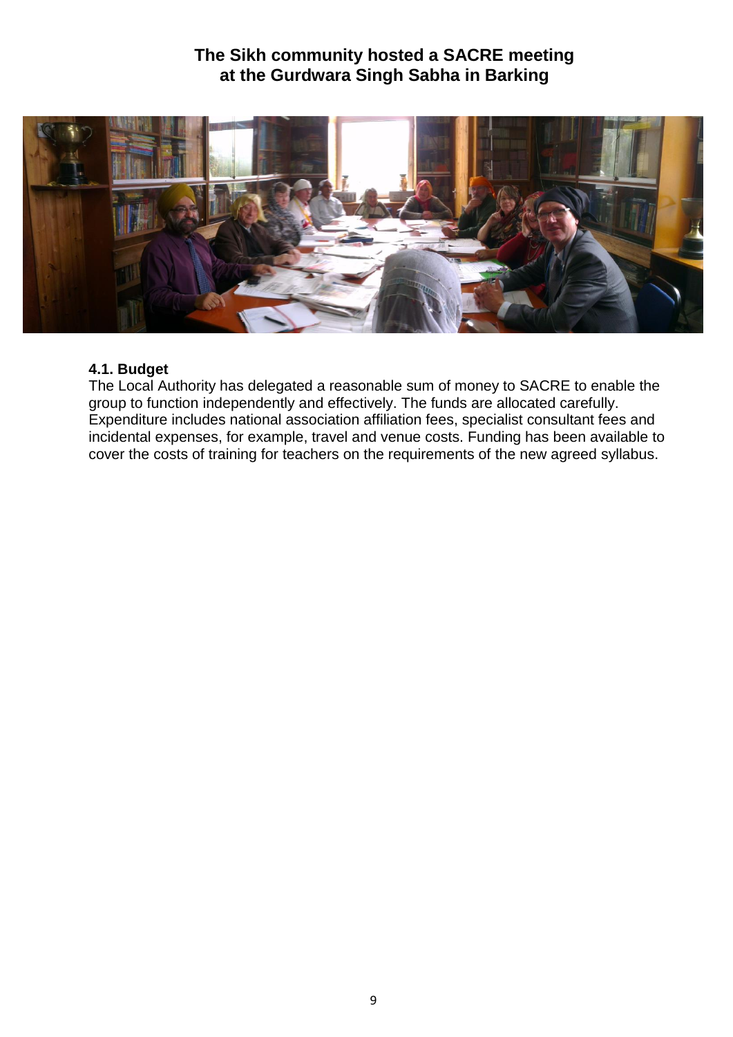## The Sikh community hosted a SACRE meeting at the Gurdwara Singh Sabha in Barking

### 4.1. Budget

The Local Authority has delegated a reasonable sum of money to SACRE to enable the group to function independently and effectively. The funds are allocated carefully. Expenditure includes national association affiliation fees, specialist consultant fees and incidental expenses, for example, travel and venue costs. Funding has been available to cover the costs of training for teachers on the requirements of the new agreed syllabus.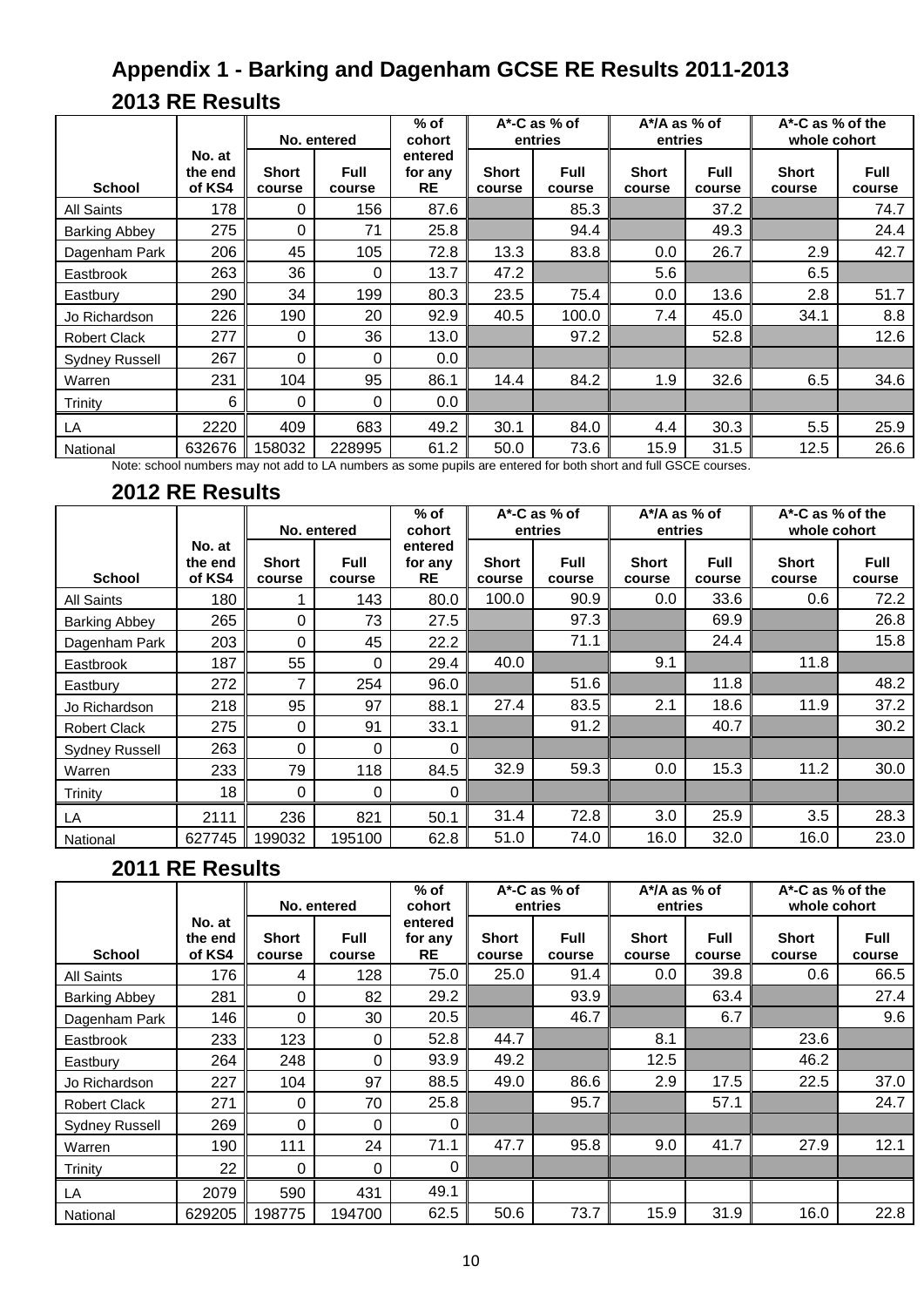## Appendix 1 - Barking and Dagenham GCSE RE Results 2011-2013

### 2013 RE Results

| School | No. at the end of KS4 | No. entered | | % of cohort entered for any RE | A*-C as % of entries | | A*/A as % of entries | | A*-C as % of the whole cohort | |
|---|---|---|---|---|---|---|---|---|---|---|
| | | Short course | Full course | | Short course | Full course | Short course | Full course | Short course | Full course |
| All Saints | 178 | 0 | 156 | 87.6 | | 85.3 | | 37.2 | | 74.7 |
| Barking Abbey | 275 | 0 | 71 | 25.8 | | 94.4 | | 49.3 | | 24.4 |
| Dagenham Park | 206 | 45 | 105 | 72.8 | 13.3 | 83.8 | 0.0 | 26.7 | 2.9 | 42.7 |
| Eastbrook | 263 | 36 | 0 | 13.7 | 47.2 | | 5.6 | | 6.5 | |
| Eastbury | 290 | 34 | 199 | 80.3 | 23.5 | 75.4 | 0.0 | 13.6 | 2.8 | 51.7 |
| Jo Richardson | 226 | 190 | 20 | 92.9 | 40.5 | 100.0 | 7.4 | 45.0 | 34.1 | 8.8 |
| Robert Clack | 277 | 0 | 36 | 13.0 | | 97.2 | | 52.8 | | 12.6 |
| Sydney Russell | 267 | 0 | 0 | 0.0 | | | | | | |
| Warren | 231 | 104 | 95 | 86.1 | 14.4 | 84.2 | 1.9 | 32.6 | 6.5 | 34.6 |
| Trinity | 6 | 0 | 0 | 0.0 | | | | | | |
| LA | 2220 | 409 | 683 | 49.2 | 30.1 | 84.0 | 4.4 | 30.3 | 5.5 | 25.9 |
| National | 632676 | 158032 | 228995 | 61.2 | 50.0 | 73.6 | 15.9 | 31.5 | 12.5 | 26.6 |

Note: school numbers may not add to LA numbers as some pupils are entered for both short and full GCSE courses.

### 2012 RE Results

| School | No. at the end of KS4 | No. entered | | % of cohort entered for any RE | A*-C as % of entries | | A*/A as % of entries | | A*-C as % of the whole cohort | |
|---|---|---|---|---|---|---|---|---|---|---|
| | | Short course | Full course | | Short course | Full course | Short course | Full course | Short course | Full course |
| All Saints | 180 | 1 | 143 | 80.0 | 100.0 | 90.9 | 0.0 | 33.6 | 0.6 | 72.2 |
| Barking Abbey | 265 | 0 | 73 | 27.5 | | 97.3 | | 69.9 | | 26.8 |
| Dagenham Park | 203 | 0 | 45 | 22.2 | | 71.1 | | 24.4 | | 15.8 |
| Eastbrook | 187 | 55 | 0 | 29.4 | 40.0 | | 9.1 | | 11.8 | |
| Eastbury | 272 | 7 | 254 | 96.0 | | 51.6 | | 11.8 | | 48.2 |
| Jo Richardson | 218 | 95 | 97 | 88.1 | 27.4 | 83.5 | 2.1 | 18.6 | 11.9 | 37.2 |
| Robert Clack | 275 | 0 | 91 | 33.1 | | 91.2 | | 40.7 | | 30.2 |
| Sydney Russell | 263 | 0 | 0 | 0 | | | | | | |
| Warren | 233 | 79 | 118 | 84.5 | 32.9 | 59.3 | 0.0 | 15.3 | 11.2 | 30.0 |
| Trinity | 18 | 0 | 0 | 0 | | | | | | |
| LA | 2111 | 236 | 821 | 50.1 | 31.4 | 72.8 | 3.0 | 25.9 | 3.5 | 28.3 |
| National | 627745 | 199032 | 195100 | 62.8 | 51.0 | 74.0 | 16.0 | 32.0 | 16.0 | 23.0 |

### 2011 RE Results

| School | No. at the end of KS4 | No. entered | | % of cohort entered for any RE | A*-C as % of entries | | A*/A as % of entries | | A*-C as % of the whole cohort | |
|---|---|---|---|---|---|---|---|---|---|---|
| | | Short course | Full course | | Short course | Full course | Short course | Full course | Short course | Full course |
| All Saints | 176 | 4 | 128 | 75.0 | 25.0 | 91.4 | 0.0 | 39.8 | 0.6 | 66.5 |
| Barking Abbey | 281 | 0 | 82 | 29.2 | | 93.9 | | 63.4 | | 27.4 |
| Dagenham Park | 146 | 0 | 30 | 20.5 | | 46.7 | | 6.7 | | 9.6 |
| Eastbrook | 233 | 123 | 0 | 52.8 | 44.7 | | 8.1 | | 23.6 | |
| Eastbury | 264 | 248 | 0 | 93.9 | 49.2 | | 12.5 | | 46.2 | |
| Jo Richardson | 227 | 104 | 97 | 88.5 | 49.0 | 86.6 | 2.9 | 17.5 | 22.5 | 37.0 |
| Robert Clack | 271 | 0 | 70 | 25.8 | | 95.7 | | 57.1 | | 24.7 |
| Sydney Russell | 269 | 0 | 0 | 0 | | | | | | |
| Warren | 190 | 111 | 24 | 71.1 | 47.7 | 95.8 | 9.0 | 41.7 | 27.9 | 12.1 |
| Trinity | 22 | 0 | 0 | 0 | | | | | | |
| LA | 2079 | 590 | 431 | 49.1 | | | | | | |
| National | 629205 | 198775 | 194700 | 62.5 | 50.6 | 73.7 | 15.9 | 31.9 | 16.0 | 22.8 |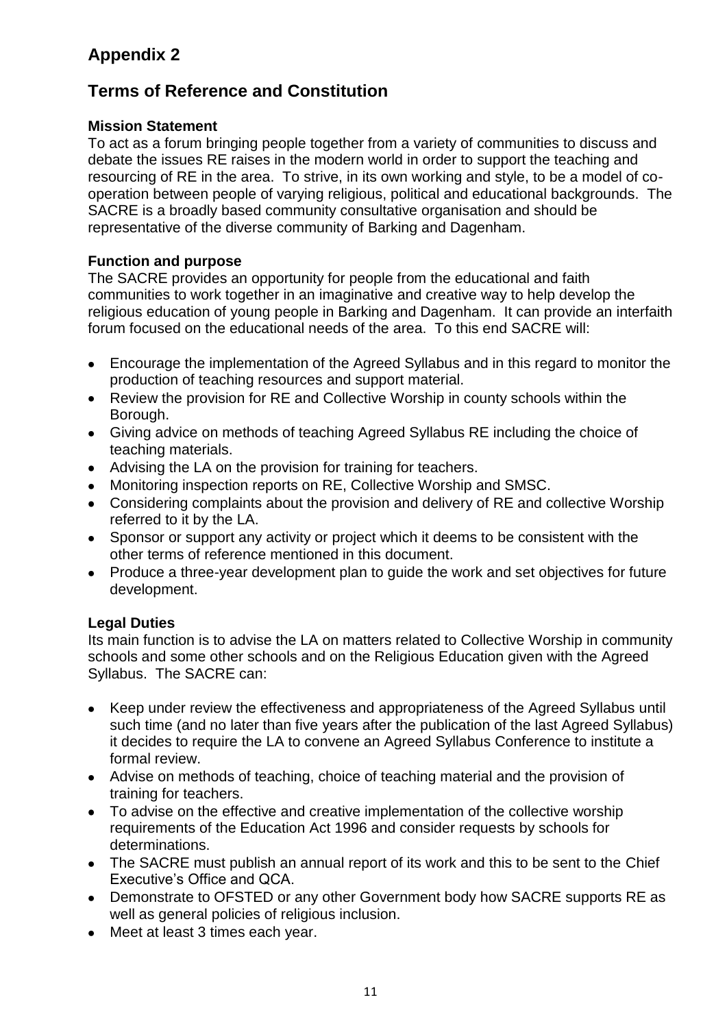## Appendix 2

## Terms of Reference and Constitution

**Mission Statement**

To act as a forum bringing people together from a variety of communities to discuss and debate the issues RE raises in the modern world in order to support the teaching and resourcing of RE in the area. To strive, in its own working and style, to be a model of co-operation between people of varying religious, political and educational backgrounds. The SACRE is a broadly based community consultative organisation and should be representative of the diverse community of Barking and Dagenham.

**Function and purpose**

The SACRE provides an opportunity for people from the educational and faith communities to work together in an imaginative and creative way to help develop the religious education of young people in Barking and Dagenham. It can provide an interfaith forum focused on the educational needs of the area. To this end SACRE will:

- Encourage the implementation of the Agreed Syllabus and in this regard to monitor the production of teaching resources and support material.
- Review the provision for RE and Collective Worship in county schools within the Borough.
- Giving advice on methods of teaching Agreed Syllabus RE including the choice of teaching materials.
- Advising the LA on the provision for training for teachers.
- Monitoring inspection reports on RE, Collective Worship and SMSC.
- Considering complaints about the provision and delivery of RE and collective Worship referred to it by the LA.
- Sponsor or support any activity or project which it deems to be consistent with the other terms of reference mentioned in this document.
- Produce a three-year development plan to guide the work and set objectives for future development.

**Legal Duties**

Its main function is to advise the LA on matters related to Collective Worship in community schools and some other schools and on the Religious Education given with the Agreed Syllabus. The SACRE can:

- Keep under review the effectiveness and appropriateness of the Agreed Syllabus until such time (and no later than five years after the publication of the last Agreed Syllabus) it decides to require the LA to convene an Agreed Syllabus Conference to institute a formal review.
- Advise on methods of teaching, choice of teaching material and the provision of training for teachers.
- To advise on the effective and creative implementation of the collective worship requirements of the Education Act 1996 and consider requests by schools for determinations.
- The SACRE must publish an annual report of its work and this to be sent to the Chief Executive's Office and QCA.
- Demonstrate to OFSTED or any other Government body how SACRE supports RE as well as general policies of religious inclusion.
- Meet at least 3 times each year.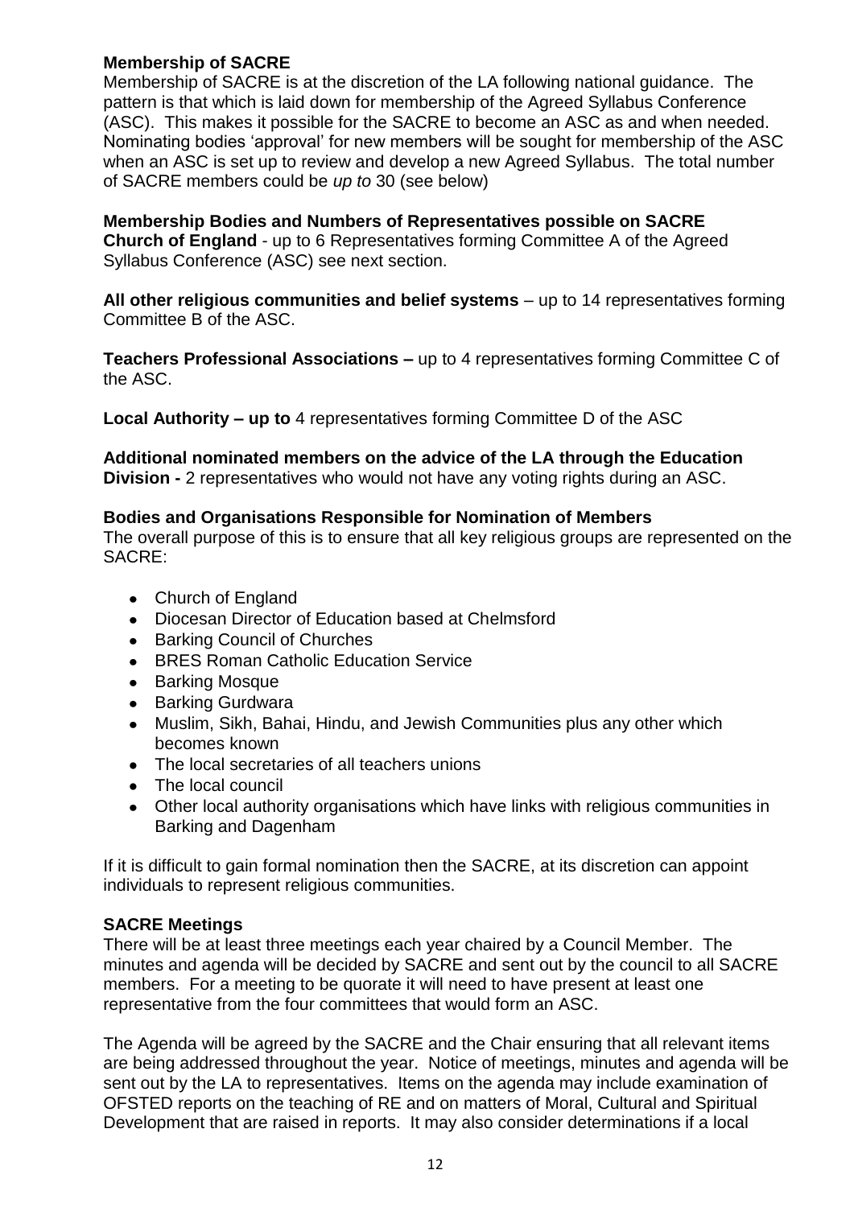**Membership of SACRE**

Membership of SACRE is at the discretion of the LA following national guidance. The pattern is that which is laid down for membership of the Agreed Syllabus Conference (ASC). This makes it possible for the SACRE to become an ASC as and when needed. Nominating bodies 'approval' for new members will be sought for membership of the ASC when an ASC is set up to review and develop a new Agreed Syllabus. The total number of SACRE members could be *up to* 30 (see below)

**Membership Bodies and Numbers of Representatives possible on SACRE**

**Church of England** - up to 6 Representatives forming Committee A of the Agreed Syllabus Conference (ASC) see next section.

**All other religious communities and belief systems** – up to 14 representatives forming Committee B of the ASC.

**Teachers Professional Associations –** up to 4 representatives forming Committee C of the ASC.

**Local Authority – up to** 4 representatives forming Committee D of the ASC

**Additional nominated members on the advice of the LA through the Education Division -** 2 representatives who would not have any voting rights during an ASC.

**Bodies and Organisations Responsible for Nomination of Members**

The overall purpose of this is to ensure that all key religious groups are represented on the SACRE:

- Church of England
- Diocesan Director of Education based at Chelmsford
- Barking Council of Churches
- BRES Roman Catholic Education Service
- Barking Mosque
- Barking Gurdwara
- Muslim, Sikh, Bahai, Hindu, and Jewish Communities plus any other which becomes known
- The local secretaries of all teachers unions
- The local council
- Other local authority organisations which have links with religious communities in Barking and Dagenham

If it is difficult to gain formal nomination then the SACRE, at its discretion can appoint individuals to represent religious communities.

**SACRE Meetings**

There will be at least three meetings each year chaired by a Council Member. The minutes and agenda will be decided by SACRE and sent out by the council to all SACRE members. For a meeting to be quorate it will need to have present at least one representative from the four committees that would form an ASC.

The Agenda will be agreed by the SACRE and the Chair ensuring that all relevant items are being addressed throughout the year. Notice of meetings, minutes and agenda will be sent out by the LA to representatives. Items on the agenda may include examination of OFSTED reports on the teaching of RE and on matters of Moral, Cultural and Spiritual Development that are raised in reports. It may also consider determinations if a local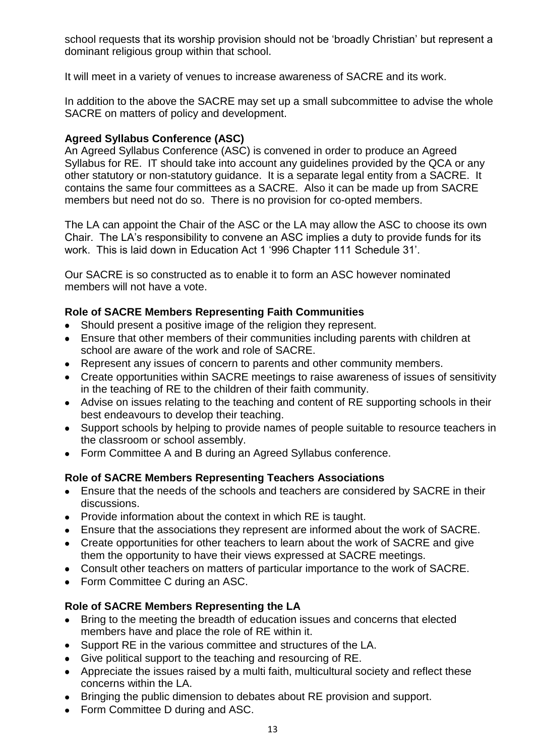school requests that its worship provision should not be 'broadly Christian' but represent a dominant religious group within that school.

It will meet in a variety of venues to increase awareness of SACRE and its work.

In addition to the above the SACRE may set up a small subcommittee to advise the whole SACRE on matters of policy and development.

**Agreed Syllabus Conference (ASC)**

An Agreed Syllabus Conference (ASC) is convened in order to produce an Agreed Syllabus for RE. IT should take into account any guidelines provided by the QCA or any other statutory or non-statutory guidance. It is a separate legal entity from a SACRE. It contains the same four committees as a SACRE. Also it can be made up from SACRE members but need not do so. There is no provision for co-opted members.

The LA can appoint the Chair of the ASC or the LA may allow the ASC to choose its own Chair. The LA's responsibility to convene an ASC implies a duty to provide funds for its work. This is laid down in Education Act 1 '996 Chapter 111 Schedule 31'.

Our SACRE is so constructed as to enable it to form an ASC however nominated members will not have a vote.

**Role of SACRE Members Representing Faith Communities**

- Should present a positive image of the religion they represent.
- Ensure that other members of their communities including parents with children at school are aware of the work and role of SACRE.
- Represent any issues of concern to parents and other community members.
- Create opportunities within SACRE meetings to raise awareness of issues of sensitivity in the teaching of RE to the children of their faith community.
- Advise on issues relating to the teaching and content of RE supporting schools in their best endeavours to develop their teaching.
- Support schools by helping to provide names of people suitable to resource teachers in the classroom or school assembly.
- Form Committee A and B during an Agreed Syllabus conference.

**Role of SACRE Members Representing Teachers Associations**

- Ensure that the needs of the schools and teachers are considered by SACRE in their discussions.
- Provide information about the context in which RE is taught.
- Ensure that the associations they represent are informed about the work of SACRE.
- Create opportunities for other teachers to learn about the work of SACRE and give them the opportunity to have their views expressed at SACRE meetings.
- Consult other teachers on matters of particular importance to the work of SACRE.
- Form Committee C during an ASC.

**Role of SACRE Members Representing the LA**

- Bring to the meeting the breadth of education issues and concerns that elected members have and place the role of RE within it.
- Support RE in the various committee and structures of the LA.
- Give political support to the teaching and resourcing of RE.
- Appreciate the issues raised by a multi faith, multicultural society and reflect these concerns within the LA.
- Bringing the public dimension to debates about RE provision and support.
- Form Committee D during and ASC.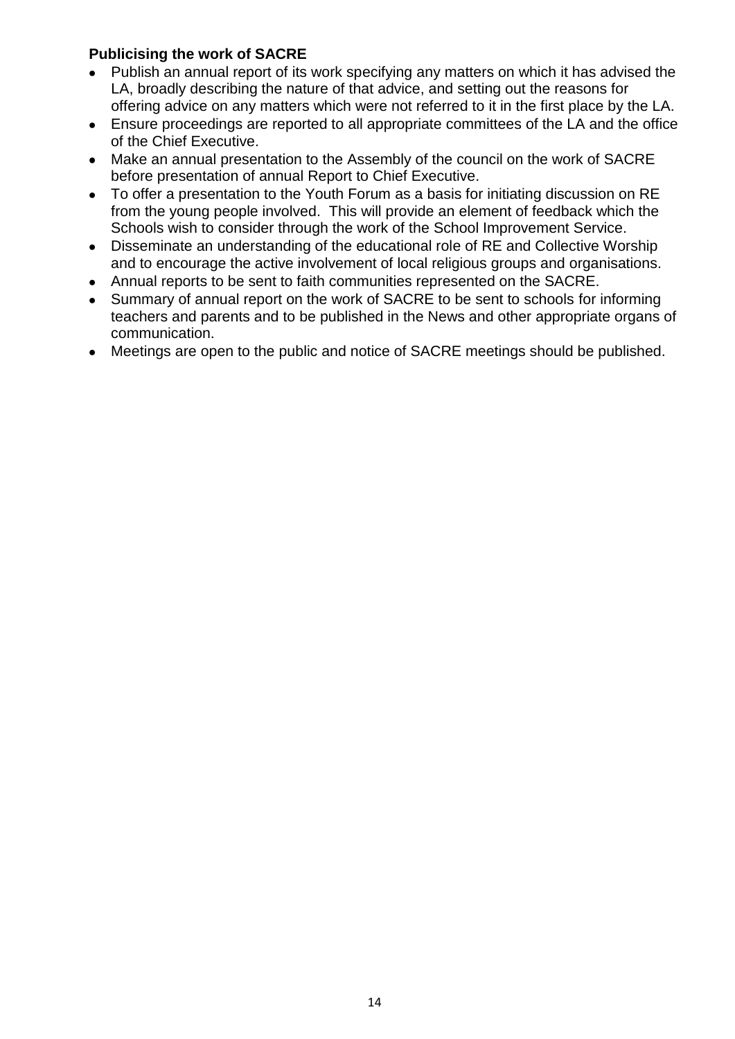**Publicising the work of SACRE**

- Publish an annual report of its work specifying any matters on which it has advised the LA, broadly describing the nature of that advice, and setting out the reasons for offering advice on any matters which were not referred to it in the first place by the LA.
- Ensure proceedings are reported to all appropriate committees of the LA and the office of the Chief Executive.
- Make an annual presentation to the Assembly of the council on the work of SACRE before presentation of annual Report to Chief Executive.
- To offer a presentation to the Youth Forum as a basis for initiating discussion on RE from the young people involved. This will provide an element of feedback which the Schools wish to consider through the work of the School Improvement Service.
- Disseminate an understanding of the educational role of RE and Collective Worship and to encourage the active involvement of local religious groups and organisations.
- Annual reports to be sent to faith communities represented on the SACRE.
- Summary of annual report on the work of SACRE to be sent to schools for informing teachers and parents and to be published in the News and other appropriate organs of communication.
- Meetings are open to the public and notice of SACRE meetings should be published.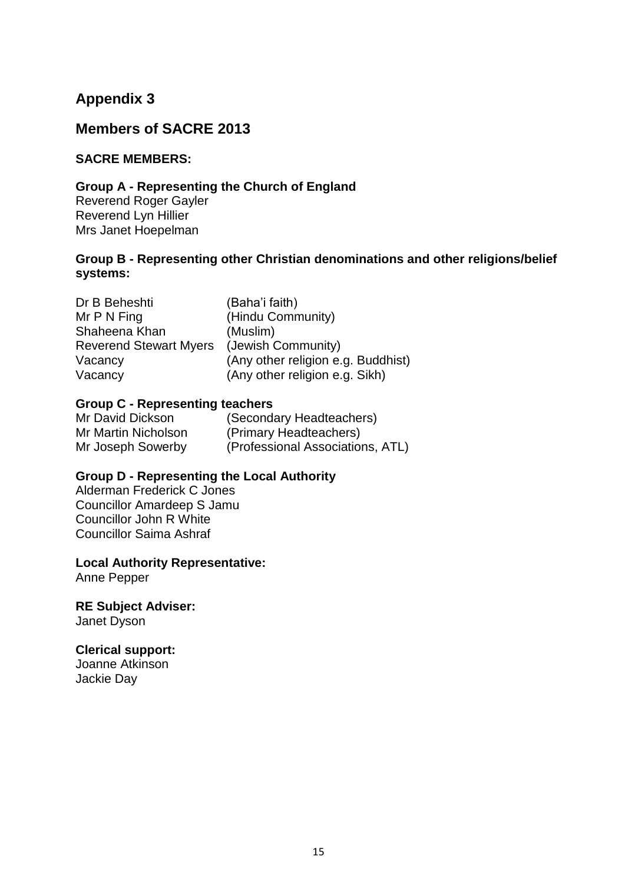# Appendix 3

## Members of SACRE 2013

**SACRE MEMBERS:**

**Group A - Representing the Church of England**
Reverend Roger Gayler
Reverend Lyn Hillier
Mrs Janet Hoepelman

**Group B - Representing other Christian denominations and other religions/belief systems:**

| | |
|---|---|
| Dr B Beheshti | (Baha'i faith) |
| Mr P N Fing | (Hindu Community) |
| Shaheena Khan | (Muslim) |
| Reverend Stewart Myers | (Jewish Community) |
| Vacancy | (Any other religion e.g. Buddhist) |
| Vacancy | (Any other religion e.g. Sikh) |

**Group C - Representing teachers**

| | |
|---|---|
| Mr David Dickson | (Secondary Headteachers) |
| Mr Martin Nicholson | (Primary Headteachers) |
| Mr Joseph Sowerby | (Professional Associations, ATL) |

**Group D - Representing the Local Authority**
Alderman Frederick C Jones
Councillor Amardeep S Jamu
Councillor John R White
Councillor Saima Ashraf

**Local Authority Representative:**
Anne Pepper

**RE Subject Adviser:**
Janet Dyson

**Clerical support:**
Joanne Atkinson
Jackie Day